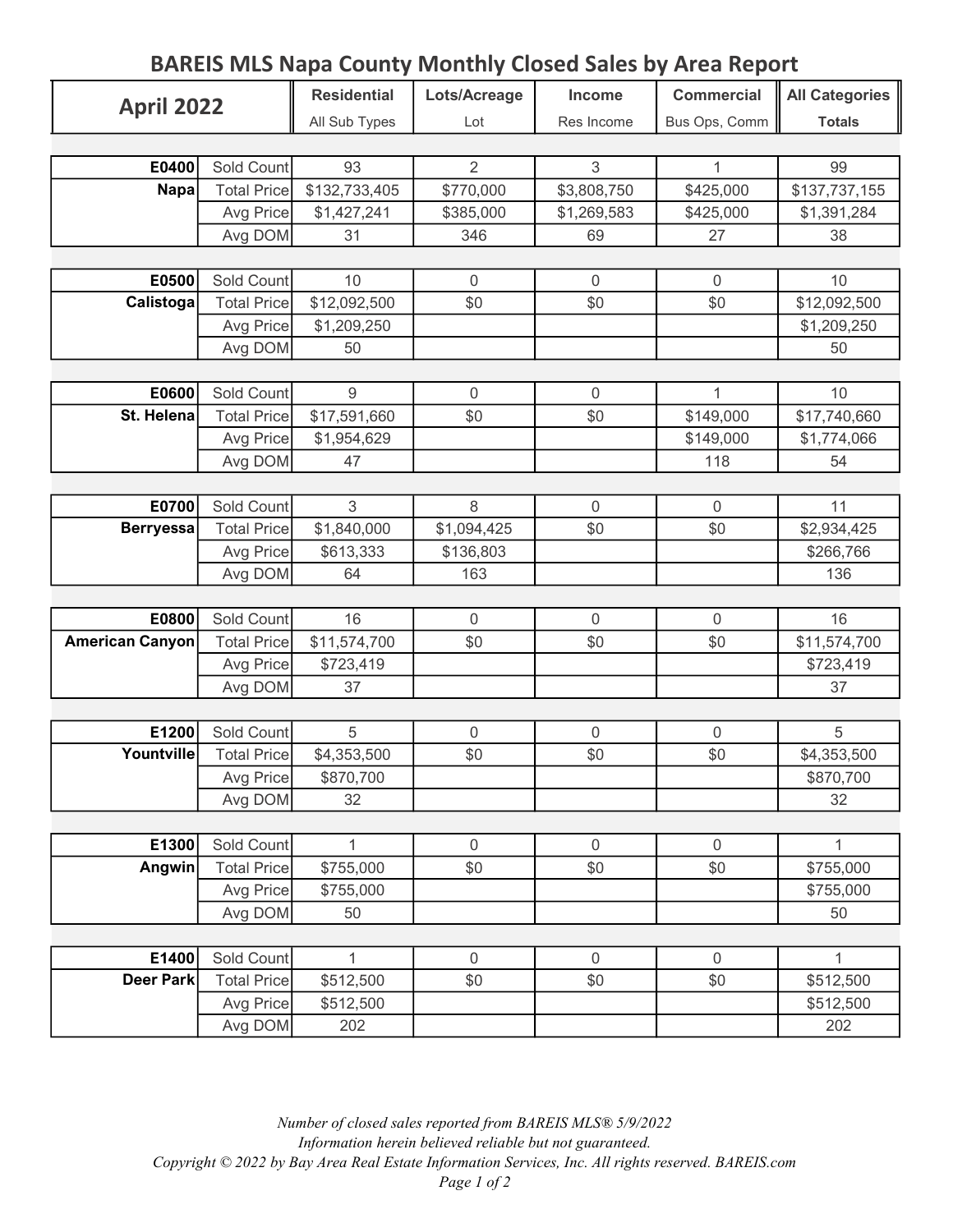# BAREIS MLS Napa County Monthly Closed Sales by Area Report

| April 2022 | | Residential<br>All Sub Types | Lots/Acreage<br>Lot | Income<br>Res Income | Commercial<br>Bus Ops, Comm | All Categories<br>Totals |
|---|---|---|---|---|---|---|
| **E0400** | Sold Count | 93 | 2 | 3 | 1 | 99 |
| **Napa** | Total Price | $132,733,405 | $770,000 | $3,808,750 | $425,000 | $137,737,155 |
| | Avg Price | $1,427,241 | $385,000 | $1,269,583 | $425,000 | $1,391,284 |
| | Avg DOM | 31 | 346 | 69 | 27 | 38 |
| **E0500** | Sold Count | 10 | 0 | 0 | 0 | 10 |
| **Calistoga** | Total Price | $12,092,500 | $0 | $0 | $0 | $12,092,500 |
| | Avg Price | $1,209,250 | | | | $1,209,250 |
| | Avg DOM | 50 | | | | 50 |
| **E0600** | Sold Count | 9 | 0 | 0 | 1 | 10 |
| **St. Helena** | Total Price | $17,591,660 | $0 | $0 | $149,000 | $17,740,660 |
| | Avg Price | $1,954,629 | | | $149,000 | $1,774,066 |
| | Avg DOM | 47 | | | 118 | 54 |
| **E0700** | Sold Count | 3 | 8 | 0 | 0 | 11 |
| **Berryessa** | Total Price | $1,840,000 | $1,094,425 | $0 | $0 | $2,934,425 |
| | Avg Price | $613,333 | $136,803 | | | $266,766 |
| | Avg DOM | 64 | 163 | | | 136 |
| **E0800** | Sold Count | 16 | 0 | 0 | 0 | 16 |
| **American Canyon** | Total Price | $11,574,700 | $0 | $0 | $0 | $11,574,700 |
| | Avg Price | $723,419 | | | | $723,419 |
| | Avg DOM | 37 | | | | 37 |
| **E1200** | Sold Count | 5 | 0 | 0 | 0 | 5 |
| **Yountville** | Total Price | $4,353,500 | $0 | $0 | $0 | $4,353,500 |
| | Avg Price | $870,700 | | | | $870,700 |
| | Avg DOM | 32 | | | | 32 |
| **E1300** | Sold Count | 1 | 0 | 0 | 0 | 1 |
| **Angwin** | Total Price | $755,000 | $0 | $0 | $0 | $755,000 |
| | Avg Price | $755,000 | | | | $755,000 |
| | Avg DOM | 50 | | | | 50 |
| **E1400** | Sold Count | 1 | 0 | 0 | 0 | 1 |
| **Deer Park** | Total Price | $512,500 | $0 | $0 | $0 | $512,500 |
| | Avg Price | $512,500 | | | | $512,500 |
| | Avg DOM | 202 | | | | 202 |

*Number of closed sales reported from BAREIS MLS® 5/9/2022*
*Information herein believed reliable but not guaranteed.*
*Copyright © 2022 by Bay Area Real Estate Information Services, Inc. All rights reserved. BAREIS.com*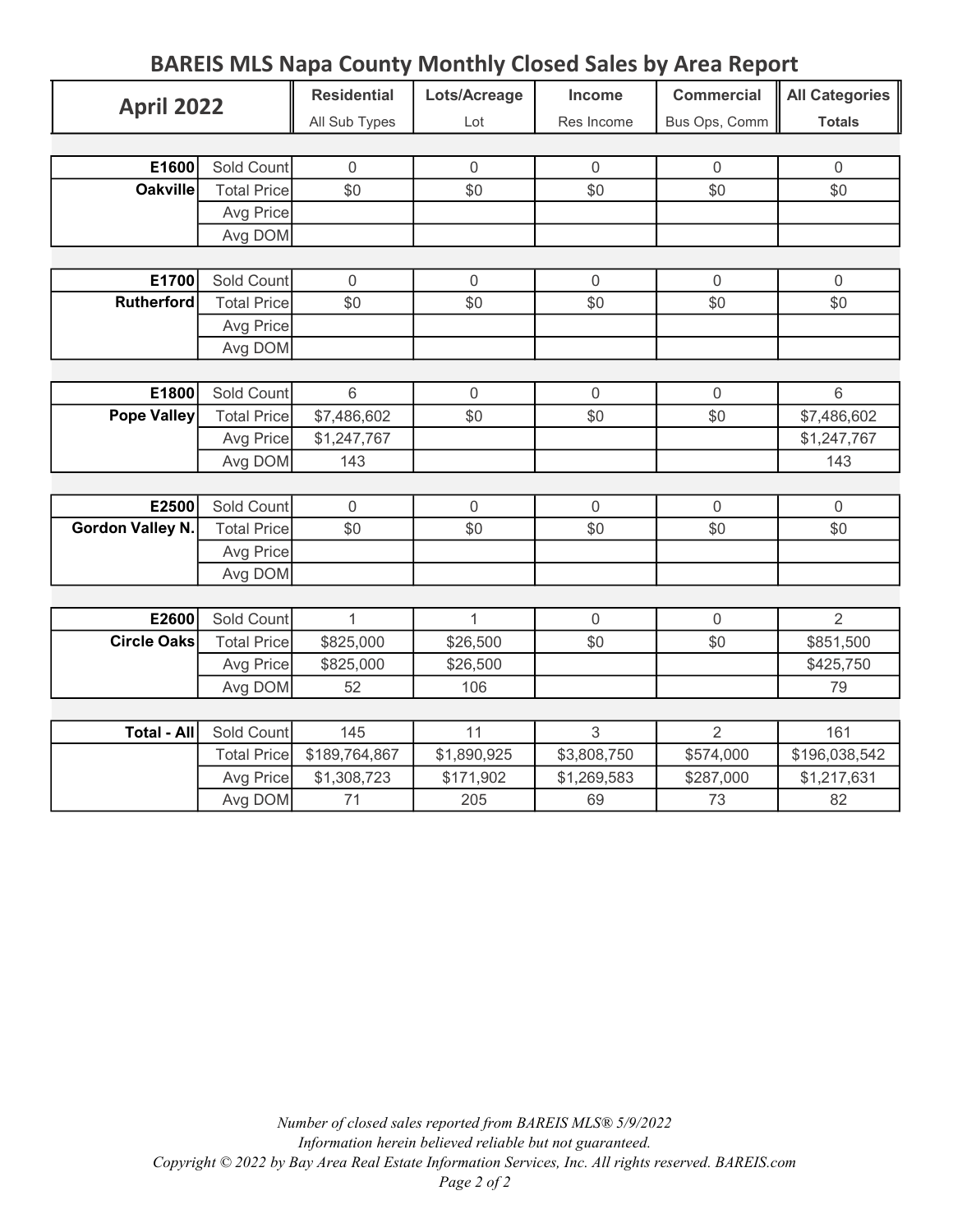# BAREIS MLS Napa County Monthly Closed Sales by Area Report

| April 2022 | | Residential<br>All Sub Types | Lots/Acreage<br>Lot | Income<br>Res Income | Commercial<br>Bus Ops, Comm | All Categories<br>Totals |
|---|---|---|---|---|---|---|
| **E1600** | Sold Count | 0 | 0 | 0 | 0 | 0 |
| **Oakville** | Total Price | $0 | $0 | $0 | $0 | $0 |
| | Avg Price | | | | | |
| | Avg DOM | | | | | |
| **E1700** | Sold Count | 0 | 0 | 0 | 0 | 0 |
| **Rutherford** | Total Price | $0 | $0 | $0 | $0 | $0 |
| | Avg Price | | | | | |
| | Avg DOM | | | | | |
| **E1800** | Sold Count | 6 | 0 | 0 | 0 | 6 |
| **Pope Valley** | Total Price | $7,486,602 | $0 | $0 | $0 | $7,486,602 |
| | Avg Price | $1,247,767 | | | | $1,247,767 |
| | Avg DOM | 143 | | | | 143 |
| **E2500** | Sold Count | 0 | 0 | 0 | 0 | 0 |
| **Gordon Valley N.** | Total Price | $0 | $0 | $0 | $0 | $0 |
| | Avg Price | | | | | |
| | Avg DOM | | | | | |
| **E2600** | Sold Count | 1 | 1 | 0 | 0 | 2 |
| **Circle Oaks** | Total Price | $825,000 | $26,500 | $0 | $0 | $851,500 |
| | Avg Price | $825,000 | $26,500 | | | $425,750 |
| | Avg DOM | 52 | 106 | | | 79 |
| **Total - All** | Sold Count | 145 | 11 | 3 | 2 | 161 |
| | Total Price | $189,764,867 | $1,890,925 | $3,808,750 | $574,000 | $196,038,542 |
| | Avg Price | $1,308,723 | $171,902 | $1,269,583 | $287,000 | $1,217,631 |
| | Avg DOM | 71 | 205 | 69 | 73 | 82 |

*Number of closed sales reported from BAREIS MLS® 5/9/2022*
*Information herein believed reliable but not guaranteed.*
*Copyright © 2022 by Bay Area Real Estate Information Services, Inc. All rights reserved. BAREIS.com*